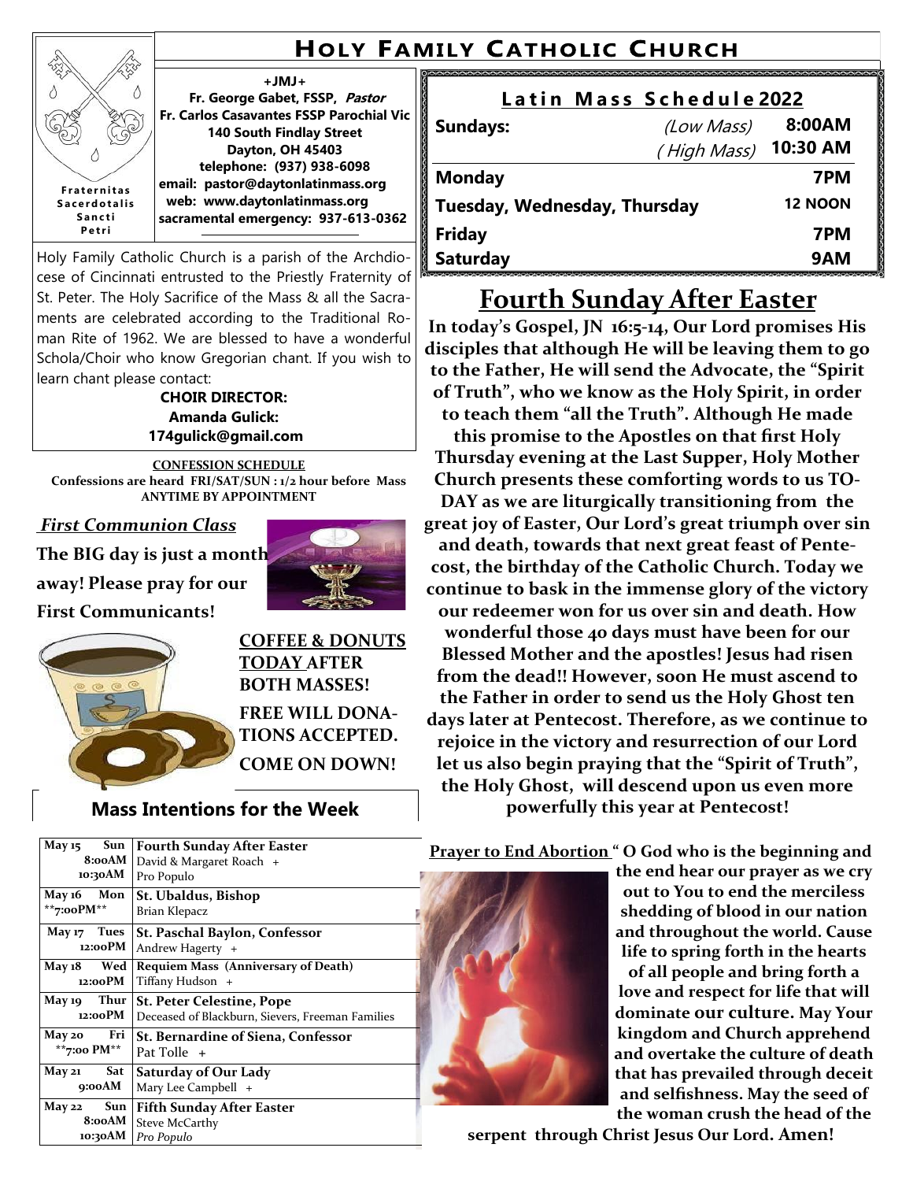# Holy Family Catholic Church

Fraternitas Sacerdotalis Sancti Petri

**+JMJ+**
**Fr. George Gabet, FSSP, *Pastor***
**Fr. Carlos Casavantes FSSP Parochial Vic**
**140 South Findlay Street**
**Dayton, OH 45403**
**telephone: (937) 938-6098**
**email: pastor@daytonlatinmass.org**
**web: www.daytonlatinmass.org**
**sacramental emergency: 937-613-0362**

Holy Family Catholic Church is a parish of the Archdiocese of Cincinnati entrusted to the Priestly Fraternity of St. Peter. The Holy Sacrifice of the Mass & all the Sacraments are celebrated according to the Traditional Roman Rite of 1962. We are blessed to have a wonderful Schola/Choir who know Gregorian chant. If you wish to learn chant please contact:

**CHOIR DIRECTOR:**
**Amanda Gulick:**
**174gulick@gmail.com**

**CONFESSION SCHEDULE**
**Confessions are heard FRI/SAT/SUN : 1/2 hour before Mass ANYTIME BY APPOINTMENT**

***First Communion Class***

**The BIG day is just a month away! Please pray for our First Communicants!**

**COFFEE & DONUTS TODAY AFTER BOTH MASSES!**

**FREE WILL DONATIONS ACCEPTED.**

**COME ON DOWN!**

## Latin Mass Schedule 2022

| | | |
|---|---|---|
| **Sundays:** | *(Low Mass)* | **8:00AM** |
| | *(High Mass)* | **10:30 AM** |
| **Monday** | | **7PM** |
| **Tuesday, Wednesday, Thursday** | | **12 NOON** |
| **Friday** | | **7PM** |
| **Saturday** | | **9AM** |

## Mass Intentions for the Week

| | |
|---|---|
| **May 15 Sun 8:00AM 10:30AM** | **Fourth Sunday After Easter** David & Margaret Roach + Pro Populo |
| **May 16 Mon \*\*7:00PM\*\*** | **St. Ubaldus, Bishop** Brian Klepacz |
| **May 17 Tues 12:00PM** | **St. Paschal Baylon, Confessor** Andrew Hagerty + |
| **May 18 Wed 12:00PM** | **Requiem Mass (Anniversary of Death)** Tiffany Hudson + |
| **May 19 Thur 12:00PM** | **St. Peter Celestine, Pope** Deceased of Blackburn, Sievers, Freeman Families |
| **May 20 Fri \*\*7:00 PM\*\*** | **St. Bernardine of Siena, Confessor** Pat Tolle + |
| **May 21 Sat 9:00AM** | **Saturday of Our Lady** Mary Lee Campbell + |
| **May 22 Sun 8:00AM 10:30AM** | **Fifth Sunday After Easter** Steve McCarthy *Pro Populo* |

## Fourth Sunday After Easter

**In today's Gospel, JN 16:5-14, Our Lord promises His disciples that although He will be leaving them to go to the Father, He will send the Advocate, the "Spirit of Truth", who we know as the Holy Spirit, in order to teach them "all the Truth". Although He made this promise to the Apostles on that first Holy Thursday evening at the Last Supper, Holy Mother Church presents these comforting words to us TODAY as we are liturgically transitioning from the great joy of Easter, Our Lord's great triumph over sin and death, towards that next great feast of Pentecost, the birthday of the Catholic Church. Today we continue to bask in the immense glory of the victory our redeemer won for us over sin and death. How wonderful those 40 days must have been for our Blessed Mother and the apostles! Jesus had risen from the dead!! However, soon He must ascend to the Father in order to send us the Holy Ghost ten days later at Pentecost. Therefore, as we continue to rejoice in the victory and resurrection of our Lord let us also begin praying that the "Spirit of Truth", the Holy Ghost, will descend upon us even more powerfully this year at Pentecost!**

**Prayer to End Abortion** **" O God who is the beginning and the end hear our prayer as we cry out to You to end the merciless shedding of blood in our nation and throughout the world. Cause life to spring forth in the hearts of all people and bring forth a love and respect for life that will dominate our culture. May Your kingdom and Church apprehend and overtake the culture of death that has prevailed through deceit and selfishness. May the seed of the woman crush the head of the serpent through Christ Jesus Our Lord. Amen!**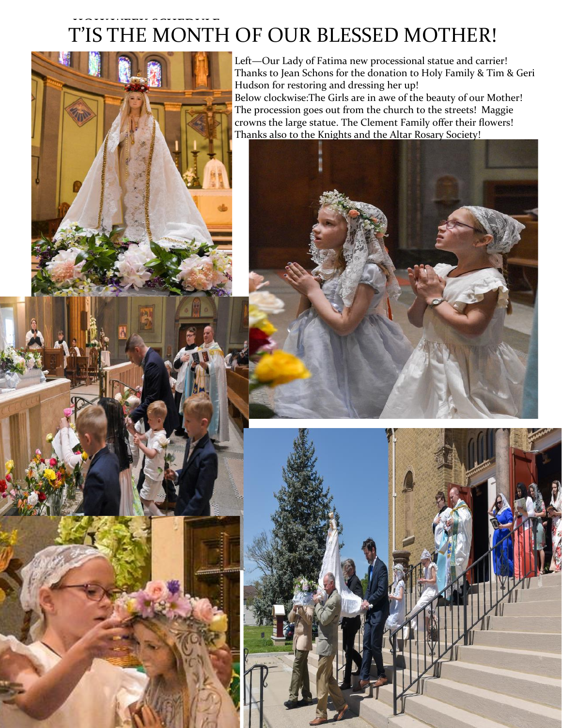# T'IS THE MONTH OF OUR BLESSED MOTHER!

Left—Our Lady of Fatima new processional statue and carrier! Thanks to Jean Schons for the donation to Holy Family & Tim & Geri Hudson for restoring and dressing her up!
Below clockwise:The Girls are in awe of the beauty of our Mother! The procession goes out from the church to the streets! Maggie crowns the large statue. The Clement Family offer their flowers! Thanks also to the Knights and the Altar Rosary Society!